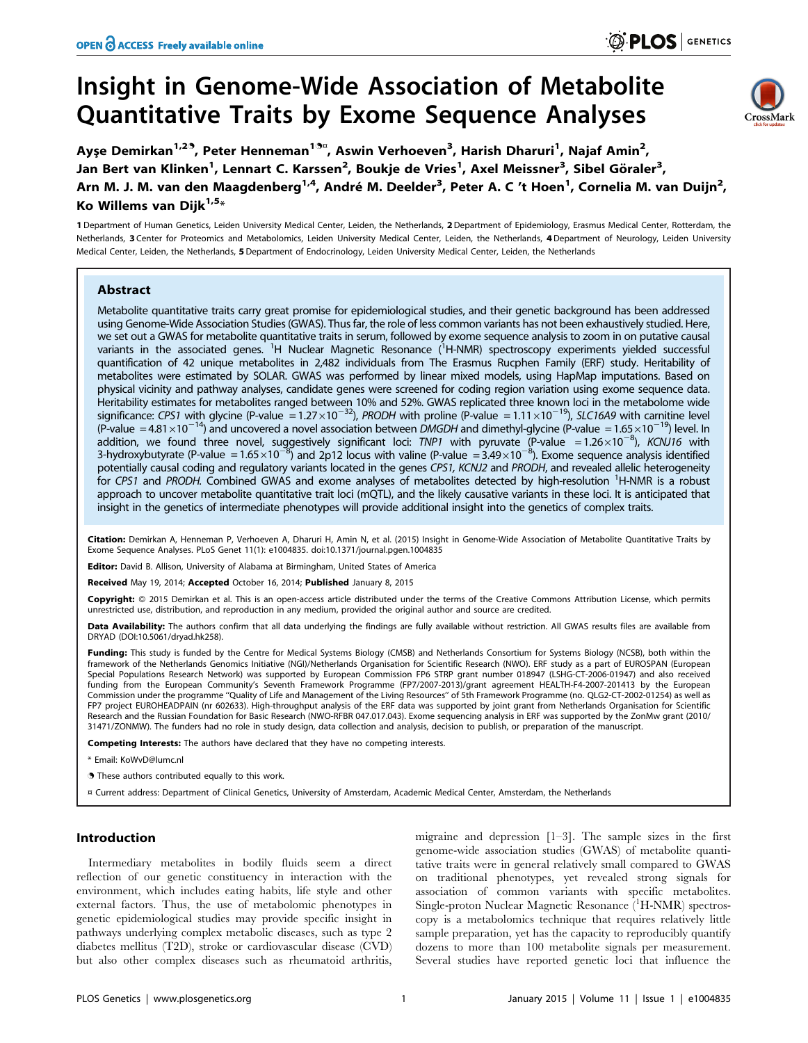# Insight in Genome-Wide Association of Metabolite Quantitative Traits by Exome Sequence Analyses

Ayşe Demirkan[1,2], Peter Henneman[1], Aswin Verhoeven[3], Harish Dharuri[1], Najaf Amin[2], Jan Bert van Klinken[1], Lennart C. Karssen[2], Boukje de Vries[1], Axel Meissner[3], Sibel Göraler[3], Arn M. J. M. van den Maagdenberg[1,4], André M. Deelder[3], Peter A. C 't Hoen[1], Cornelia M. van Duijn[2], Ko Willems van Dijk[1,5]*

1 Department of Human Genetics, Leiden University Medical Center, Leiden, the Netherlands, 2 Department of Epidemiology, Erasmus Medical Center, Rotterdam, the Netherlands, 3 Center for Proteomics and Metabolomics, Leiden University Medical Center, Leiden, the Netherlands, 4 Department of Neurology, Leiden University Medical Center, Leiden, the Netherlands, 5 Department of Endocrinology, Leiden University Medical Center, Leiden, the Netherlands

## Abstract

Metabolite quantitative traits carry great promise for epidemiological studies, and their genetic background has been addressed using Genome-Wide Association Studies (GWAS). Thus far, the role of less common variants has not been exhaustively studied. Here, we set out a GWAS for metabolite quantitative traits in serum, followed by exome sequence analysis to zoom in on putative causal variants in the associated genes. $^1$H Nuclear Magnetic Resonance ($^1$H-NMR) spectroscopy experiments yielded successful quantification of 42 unique metabolites in 2,482 individuals from The Erasmus Rucphen Family (ERF) study. Heritability of metabolites were estimated by SOLAR. GWAS was performed by linear mixed models, using HapMap imputations. Based on physical vicinity and pathway analyses, candidate genes were screened for coding region variation using exome sequence data. Heritability estimates for metabolites ranged between 10% and 52%. GWAS replicated three known loci in the metabolome wide significance: *CPS1* with glycine (P-value $=1.27\times10^{-32}$), *PRODH* with proline (P-value $=1.11\times10^{-19}$), *SLC16A9* with carnitine level (P-value $=4.81\times10^{-14}$) and uncovered a novel association between *DMGDH* and dimethyl-glycine (P-value $=1.65\times10^{-19}$) level. In addition, we found three novel, suggestively significant loci: *TNP1* with pyruvate (P-value $=1.26\times10^{-8}$), *KCNJ16* with 3-hydroxybutyrate (P-value $=1.65\times10^{-8}$) and 2p12 locus with valine (P-value $=3.49\times10^{-8}$). Exome sequence analysis identified potentially causal coding and regulatory variants located in the genes *CPS1, KCNJ2* and *PRODH*, and revealed allelic heterogeneity for *CPS1* and *PRODH*. Combined GWAS and exome analyses of metabolites detected by high-resolution $^1$H-NMR is a robust approach to uncover metabolite quantitative trait loci (mQTL), and the likely causative variants in these loci. It is anticipated that insight in the genetics of intermediate phenotypes will provide additional insight into the genetics of complex traits.

**Citation:** Demirkan A, Henneman P, Verhoeven A, Dharuri H, Amin N, et al. (2015) Insight in Genome-Wide Association of Metabolite Quantitative Traits by Exome Sequence Analyses. PLoS Genet 11(1): e1004835. doi:10.1371/journal.pgen.1004835

**Editor:** David B. Allison, University of Alabama at Birmingham, United States of America

**Received** May 19, 2014; **Accepted** October 16, 2014; **Published** January 8, 2015

**Copyright:** © 2015 Demirkan et al. This is an open-access article distributed under the terms of the Creative Commons Attribution License, which permits unrestricted use, distribution, and reproduction in any medium, provided the original author and source are credited.

**Data Availability:** The authors confirm that all data underlying the findings are fully available without restriction. All GWAS results files are available from DRYAD (DOI:10.5061/dryad.hk258).

**Funding:** This study is funded by the Centre for Medical Systems Biology (CMSB) and Netherlands Consortium for Systems Biology (NCSB), both within the framework of the Netherlands Genomics Initiative (NGI)/Netherlands Organisation for Scientific Research (NWO). ERF study as a part of EUROSPAN (European Special Populations Research Network) was supported by European Commission FP6 STRP grant number 018947 (LSHG-CT-2006-01947) and also received funding from the European Community's Seventh Framework Programme (FP7/2007-2013)/grant agreement HEALTH-F4-2007-201413 by the European Commission under the programme "Quality of Life and Management of the Living Resources" of 5th Framework Programme (no. QLG2-CT-2002-01254) as well as FP7 project EUROHEADPAIN (nr 602633). High-throughput analysis of the ERF data was supported by joint grant from Netherlands Organisation for Scientific Research and the Russian Foundation for Basic Research (NWO-RFBR 047.017.043). Exome sequencing analysis in ERF was supported by the ZonMw grant (2010/31471/ZONMW). The funders had no role in study design, data collection and analysis, decision to publish, or preparation of the manuscript.

**Competing Interests:** The authors have declared that they have no competing interests.

\* Email: KoWvD@lumc.nl

These authors contributed equally to this work.

¤ Current address: Department of Clinical Genetics, University of Amsterdam, Academic Medical Center, Amsterdam, the Netherlands

## Introduction

Intermediary metabolites in bodily fluids seem a direct reflection of our genetic constituency in interaction with the environment, which includes eating habits, life style and other external factors. Thus, the use of metabolomic phenotypes in genetic epidemiological studies may provide specific insight in pathways underlying complex metabolic diseases, such as type 2 diabetes mellitus (T2D), stroke or cardiovascular disease (CVD) but also other complex diseases such as rheumatoid arthritis, migraine and depression [1–3]. The sample sizes in the first genome-wide association studies (GWAS) of metabolite quantitative traits were in general relatively small compared to GWAS on traditional phenotypes, yet revealed strong signals for association of common variants with specific metabolites. Single-proton Nuclear Magnetic Resonance ($^1$H-NMR) spectroscopy is a metabolomics technique that requires relatively little sample preparation, yet has the capacity to reproducibly quantify dozens to more than 100 metabolite signals per measurement. Several studies have reported genetic loci that influence the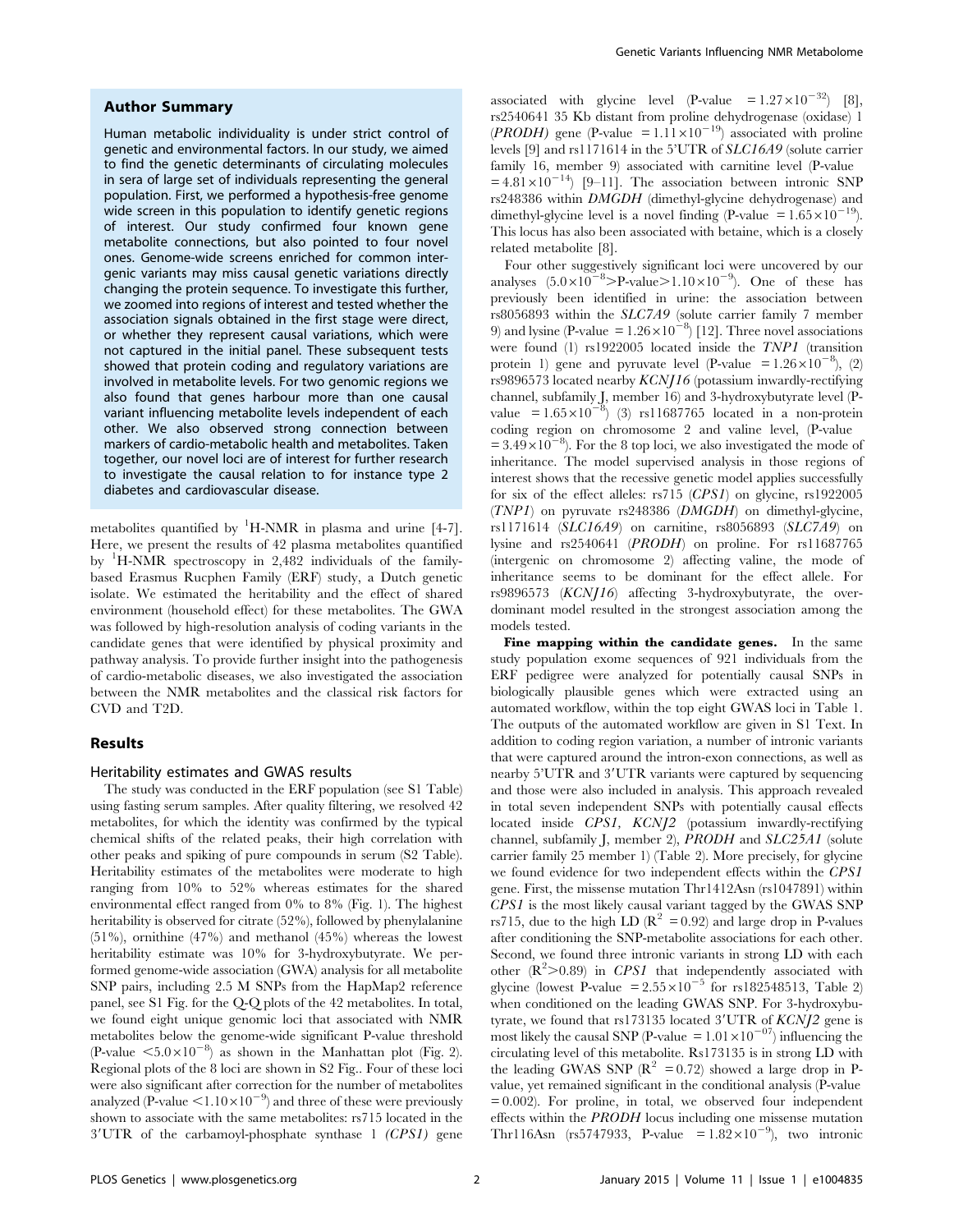## Author Summary

Human metabolic individuality is under strict control of genetic and environmental factors. In our study, we aimed to find the genetic determinants of circulating molecules in sera of large set of individuals representing the general population. First, we performed a hypothesis-free genome wide screen in this population to identify genetic regions of interest. Our study confirmed four known gene metabolite connections, but also pointed to four novel ones. Genome-wide screens enriched for common intergenic variants may miss causal genetic variations directly changing the protein sequence. To investigate this further, we zoomed into regions of interest and tested whether the association signals obtained in the first stage were direct, or whether they represent causal variations, which were not captured in the initial panel. These subsequent tests showed that protein coding and regulatory variations are involved in metabolite levels. For two genomic regions we also found that genes harbour more than one causal variant influencing metabolite levels independent of each other. We also observed strong connection between markers of cardio-metabolic health and metabolites. Taken together, our novel loci are of interest for further research to investigate the causal relation to for instance type 2 diabetes and cardiovascular disease.

metabolites quantified by $^{1}$H-NMR in plasma and urine [4-7]. Here, we present the results of 42 plasma metabolites quantified by $^{1}$H-NMR spectroscopy in 2,482 individuals of the family-based Erasmus Rucphen Family (ERF) study, a Dutch genetic isolate. We estimated the heritability and the effect of shared environment (household effect) for these metabolites. The GWA was followed by high-resolution analysis of coding variants in the candidate genes that were identified by physical proximity and pathway analysis. To provide further insight into the pathogenesis of cardio-metabolic diseases, we also investigated the association between the NMR metabolites and the classical risk factors for CVD and T2D.

## Results

### Heritability estimates and GWAS results

The study was conducted in the ERF population (see S1 Table) using fasting serum samples. After quality filtering, we resolved 42 metabolites, for which the identity was confirmed by the typical chemical shifts of the related peaks, their high correlation with other peaks and spiking of pure compounds in serum (S2 Table). Heritability estimates of the metabolites were moderate to high ranging from 10% to 52% whereas estimates for the shared environmental effect ranged from 0% to 8% (Fig. 1). The highest heritability is observed for citrate (52%), followed by phenylalanine (51%), ornithine (47%) and methanol (45%) whereas the lowest heritability estimate was 10% for 3-hydroxybutyrate. We performed genome-wide association (GWA) analysis for all metabolite SNP pairs, including 2.5 M SNPs from the HapMap2 reference panel, see S1 Fig. for the Q-Q plots of the 42 metabolites. In total, we found eight unique genomic loci that associated with NMR metabolites below the genome-wide significant P-value threshold (P-value $<5.0\times10^{-8}$) as shown in the Manhattan plot (Fig. 2). Regional plots of the 8 loci are shown in S2 Fig.. Four of these loci were also significant after correction for the number of metabolites analyzed (P-value $<1.10\times10^{-9}$) and three of these were previously shown to associate with the same metabolites: rs715 located in the 3′UTR of the carbamoyl-phosphate synthase 1 *(CPS1)* gene associated with glycine level (P-value $=1.27\times10^{-32}$) [8], rs2540641 35 Kb distant from proline dehydrogenase (oxidase) 1 (*PRODH*) gene (P-value $=1.11\times10^{-19}$) associated with proline levels [9] and rs1171614 in the 5′UTR of *SLC16A9* (solute carrier family 16, member 9) associated with carnitine level (P-value $=4.81\times10^{-14}$) [9–11]. The association between intronic SNP rs248386 within *DMGDH* (dimethyl-glycine dehydrogenase) and dimethyl-glycine level is a novel finding (P-value $=1.65\times10^{-19}$). This locus has also been associated with betaine, which is a closely related metabolite [8].

Four other suggestively significant loci were uncovered by our analyses ($5.0\times10^{-8}>$P-value$>1.10\times10^{-9}$). One of these has previously been identified in urine: the association between rs8056893 within the *SLC7A9* (solute carrier family 7 member 9) and lysine (P-value $=1.26\times10^{-8}$) [12]. Three novel associations were found (1) rs1922005 located inside the *TNP1* (transition protein 1) gene and pyruvate level (P-value $=1.26\times10^{-8}$), (2) rs9896573 located nearby *KCNJ16* (potassium inwardly-rectifying channel, subfamily J, member 16) and 3-hydroxybutyrate level (P-value $=1.65\times10^{-8}$) (3) rs11687765 located in a non-protein coding region on chromosome 2 and valine level, (P-value $=3.49\times10^{-8}$). For the 8 top loci, we also investigated the mode of inheritance. The model supervised analysis in those regions of interest shows that the recessive genetic model applies successfully for six of the effect alleles: rs715 (*CPS1*) on glycine, rs1922005 (*TNP1*) on pyruvate rs248386 (*DMGDH*) on dimethyl-glycine, rs1171614 (*SLC16A9*) on carnitine, rs8056893 (*SLC7A9*) on lysine and rs2540641 (*PRODH*) on proline. For rs11687765 (intergenic on chromosome 2) affecting valine, the mode of inheritance seems to be dominant for the effect allele. For rs9896573 (*KCNJ16*) affecting 3-hydroxybutyrate, the over-dominant model resulted in the strongest association among the models tested.

**Fine mapping within the candidate genes.** In the same study population exome sequences of 921 individuals from the ERF pedigree were analyzed for potentially causal SNPs in biologically plausible genes which were extracted using an automated workflow, within the top eight GWAS loci in Table 1. The outputs of the automated workflow are given in S1 Text. In addition to coding region variation, a number of intronic variants that were captured around the intron-exon connections, as well as nearby 5′UTR and 3′UTR variants were captured by sequencing and those were also included in analysis. This approach revealed in total seven independent SNPs with potentially causal effects located inside *CPS1*, *KCNJ2* (potassium inwardly-rectifying channel, subfamily J, member 2), *PRODH* and *SLC25A1* (solute carrier family 25 member 1) (Table 2). More precisely, for glycine we found evidence for two independent effects within the *CPS1* gene. First, the missense mutation Thr1412Asn (rs1047891) within *CPS1* is the most likely causal variant tagged by the GWAS SNP rs715, due to the high LD ($R^2=0.92$) and large drop in P-values after conditioning the SNP-metabolite associations for each other. Second, we found three intronic variants in strong LD with each other ($R^2>0.89$) in *CPS1* that independently associated with glycine (lowest P-value $=2.55\times10^{-5}$ for rs182548513, Table 2) when conditioned on the leading GWAS SNP. For 3-hydroxybutyrate, we found that rs173135 located 3′UTR of *KCNJ2* gene is most likely the causal SNP (P-value $=1.01\times10^{-07}$) influencing the circulating level of this metabolite. Rs173135 is in strong LD with the leading GWAS SNP ($R^2=0.72$) showed a large drop in P-value, yet remained significant in the conditional analysis (P-value $=0.002$). For proline, in total, we observed four independent effects within the *PRODH* locus including one missense mutation Thr116Asn (rs5747933, P-value $=1.82\times10^{-9}$), two intronic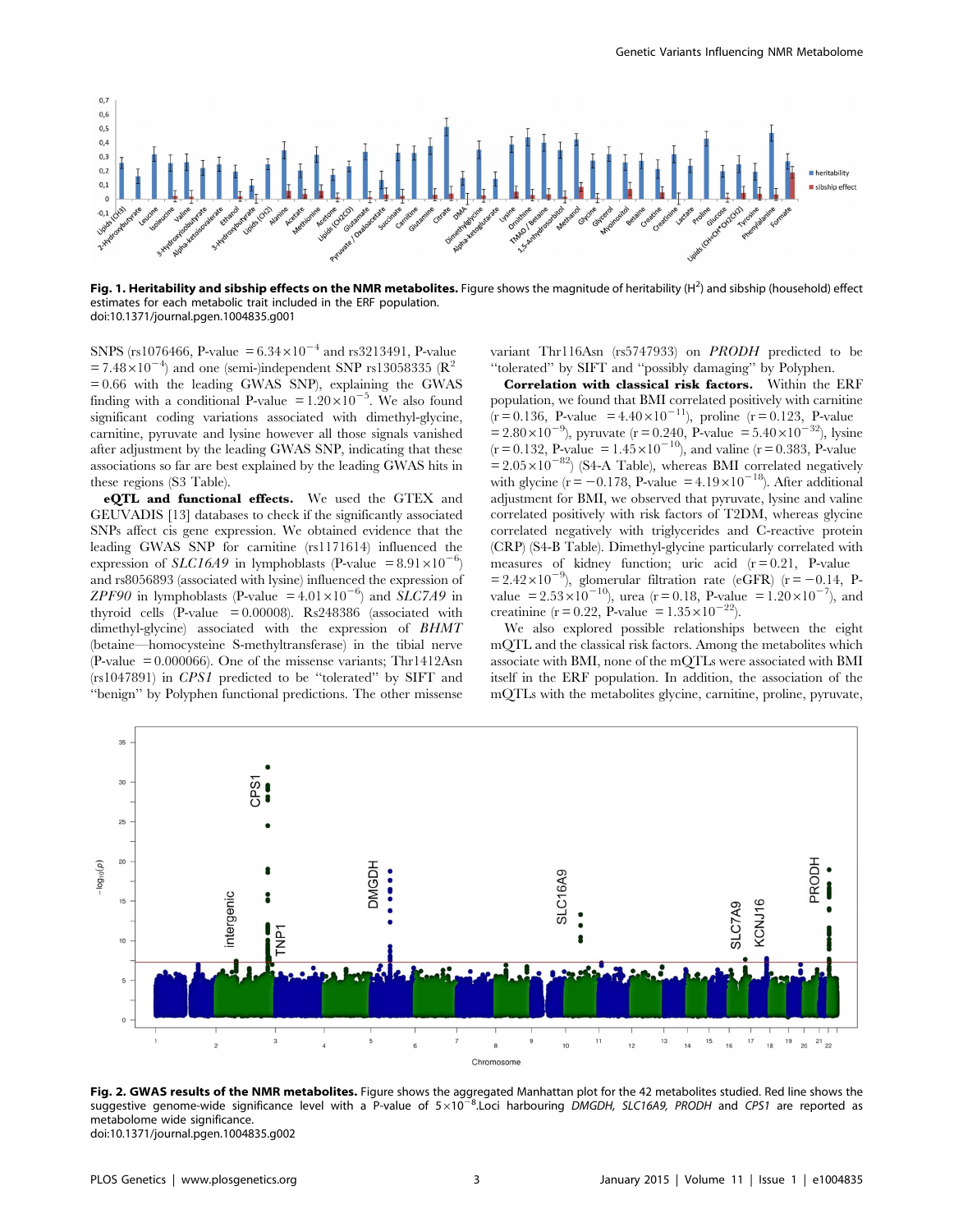0,7
0,6
0,5
0,4
0,3
0,2
0,1
0
-0,1

Lipids (CH3)
2-Hydroxybutyrate
Leucine
Isoleucine
Valine
3-Hydroxyisobutyrate
Alpha-ketoisovalerate
Ethanol
3-Hydroxybutyrate
Lipids (CH2)
Alanine
Acetate
Methionine
Acetone
Lipids (CH2CO)
Glutamate
Pyruvate / Oxaloacetate
Succinate
Carnitine
Glutamine
Citrate
DMA
Dimethylglycine
Alpha-ketoglutarate
Lysine
Ornithine
TMAO / Betaine
1,5-Anhydrosorbitol
Methanol
Glycine
Glycerol
Myoinositol
Betaine
Creatine
Creatinine
Lactate
Proline
Glucose
Lipids (CH=CH*CH2CH2)
Tyrosine
Phenylalanine
Formate

heritability
sibship effect

**Fig. 1. Heritability and sibship effects on the NMR metabolites.** Figure shows the magnitude of heritability ($H^2$) and sibship (household) effect estimates for each metabolic trait included in the ERF population.
doi:10.1371/journal.pgen.1004835.g001

SNPS (rs1076466, P-value $= 6.34 \times 10^{-4}$ and rs3213491, P-value $= 7.48 \times 10^{-4}$) and one (semi-)independent SNP rs13058335 ($R^2 = 0.66$ with the leading GWAS SNP), explaining the GWAS finding with a conditional P-value $= 1.20 \times 10^{-5}$. We also found significant coding variations associated with dimethyl-glycine, carnitine, pyruvate and lysine however all those signals vanished after adjustment by the leading GWAS SNP, indicating that these associations so far are best explained by the leading GWAS hits in these regions (S3 Table).

**eQTL and functional effects.** We used the GTEX and GEUVADIS [13] databases to check if the significantly associated SNPs affect cis gene expression. We obtained evidence that the leading GWAS SNP for carnitine (rs1171614) influenced the expression of *SLC16A9* in lymphoblasts (P-value $= 8.91 \times 10^{-6}$) and rs8056893 (associated with lysine) influenced the expression of *ZPF90* in lymphoblasts (P-value $= 4.01 \times 10^{-6}$) and *SLC7A9* in thyroid cells (P-value $= 0.00008$). Rs248386 (associated with dimethyl-glycine) associated with the expression of *BHMT* (betaine—homocysteine S-methyltransferase) in the tibial nerve (P-value $= 0.000066$). One of the missense variants; Thr1412Asn (rs1047891) in *CPS1* predicted to be "tolerated" by SIFT and "benign" by Polyphen functional predictions. The other missense variant Thr116Asn (rs5747933) on *PRODH* predicted to be "tolerated" by SIFT and "possibly damaging" by Polyphen.

**Correlation with classical risk factors.** Within the ERF population, we found that BMI correlated positively with carnitine ($r = 0.136$, P-value $= 4.40 \times 10^{-11}$), proline ($r = 0.123$, P-value $= 2.80 \times 10^{-9}$), pyruvate ($r = 0.240$, P-value $= 5.40 \times 10^{-32}$), lysine ($r = 0.132$, P-value $= 1.45 \times 10^{-10}$), and valine ($r = 0.383$, P-value $= 2.05 \times 10^{-82}$) (S4-A Table), whereas BMI correlated negatively with glycine ($r = -0.178$, P-value $= 4.19 \times 10^{-18}$). After additional adjustment for BMI, we observed that pyruvate, lysine and valine correlated positively with risk factors of T2DM, whereas glycine correlated negatively with triglycerides and C-reactive protein (CRP) (S4-B Table). Dimethyl-glycine particularly correlated with measures of kidney function; uric acid ($r = 0.21$, P-value $= 2.42 \times 10^{-9}$), glomerular filtration rate (eGFR) ($r = -0.14$, P-value $= 2.53 \times 10^{-10}$), urea ($r = 0.18$, P-value $= 1.20 \times 10^{-7}$), and creatinine ($r = 0.22$, P-value $= 1.35 \times 10^{-22}$).

We also explored possible relationships between the eight mQTL and the classical risk factors. Among the metabolites which associate with BMI, none of the mQTLs were associated with BMI itself in the ERF population. In addition, the association of the mQTLs with the metabolites glycine, carnitine, proline, pyruvate,

35
30
25
20
15
10
5
0

$-\log_{10}(p)$

CPS1
intergenic
TNP1
DMGDH
SLC16A9
SLC7A9
KCNJ16
PRODH

1 2 3 4 5 6 7 8 9 10 11 12 13 14 15 16 17 18 19 20 21 22

Chromosome

**Fig. 2. GWAS results of the NMR metabolites.** Figure shows the aggregated Manhattan plot for the 42 metabolites studied. Red line shows the suggestive genome-wide significance level with a P-value of $5 \times 10^{-8}$.Loci harbouring *DMGDH, SLC16A9, PRODH* and *CPS1* are reported as metabolome wide significance.
doi:10.1371/journal.pgen.1004835.g002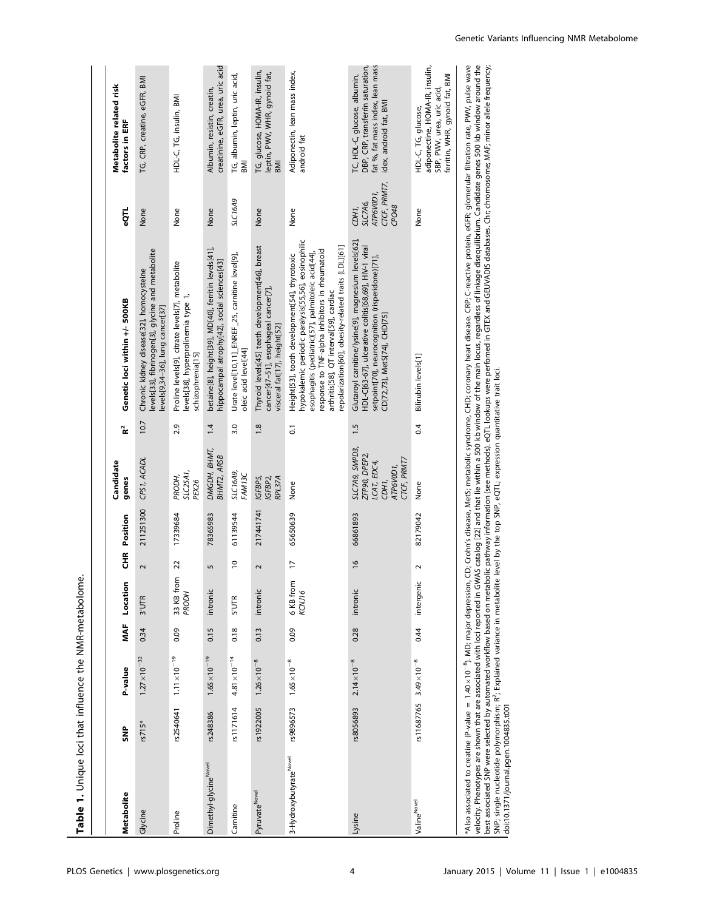**Table 1.** Unique loci that influence the NMR-metabolome.

| Metabolite | SNP | P-value | MAF | Location | CHR | Position | Candidate genes | $R^2$ | Genetic loci within +/- 500KB | eQTL | Metabolite related risk factors in ERF |
|---|---|---|---|---|---|---|---|---|---|---|---|
| Glycine | rs715* | $1.27\times10^{-32}$ | 0.34 | 3'UTR | 2 | 211251300 | *CPS1, ACADL* | 10.7 | Chronic kidney disease[32], homocysteine levels[33], fibrinogen[3], glycine and metabolite levels[9,34–36], lung cancer[37] | None | TG, CRP, creatine, eGFR, BMI |
| Proline | rs2540641 | $1.11\times10^{-19}$ | 0.09 | 33 KB from *PRODH* | 22 | 17339684 | *PRODH, SLC25A1, PEX26* | 2.9 | Proline levels[9], citrate levels[7], metabolite levels[38], hyperprolinemia type 1, schizophrenia[15] | None | HDL-C, TG, insulin, BMI |
| Dimethyl-glycine[Novel] | rs248386 | $1.65\times10^{-19}$ | 0.15 | intronic | 5 | 78365983 | *DMGDH, BHMT, BHMT2, ARSB* | 1.4 | betaine[8], height[39], MD[40], ferritin levels[41], hippocampal atrophy[42], social sciences[43] | None | Albumin, resistin, creatin, creatinine, eGFR, urea, uric acid |
| Carnitine | rs1171614 | $4.81\times10^{-14}$ | 0.18 | 5'UTR | 10 | 61139544 | *SLC16A9, FAM13C* | 3.0 | Urate level[10,11]_ENREF_25, carnitine level[9], oleic acid level[44] | *SLC16A9* | TG, albumin, leptin, uric acid, BMI |
| Pyruvate[Novel] | rs1922005 | $1.26\times10^{-8}$ | 0.13 | intronic | 2 | 217441741 | *IGFBP5, IGFBP2, RPL37A* | 1.8 | Thyroid levels[45] teeth development[46], breast cancer[47–51], esophageal cancer[7], visceral fat[17], height[52] | None | TG, glucose, HOMA-IR, insulin, leptin, PWV, WHR, gynoid fat, BMI |
| 3-Hydroxybutyrate[Novel] | rs9896573 | $1.65\times10^{-8}$ | 0.09 | 6 KB from *KCNJ16* | 17 | 65650639 | None | 0.1 | Height[53], tooth development[54], thyrotoxic hypokalemic periodic paralysis[55,56], eosinophilic esophagitis (pediatric)[57], palmitoleic acid[44], response to TNF-alpha inhibitors in rheumatoid arthritis[58], QT interval[59], cardiac repolarization[60], obesity-related traits (LDL)[61] | None | Adiponectin, lean mass index, android fat |
| Lysine | rs8056893 | $2.14\times10^{-8}$ | 0.28 | intronic | 16 | 66861893 | *SLC7A9, SMPD3, ZFP90, DPEP2, LCAT, EDC4, CDH1, ATP6V0D1, CTCF, PRMT7* | 1.5 | Glutaroyl carnitine/lysine[9], magnesium levels[62], HDL-C[63–67], ulcerative colitis[68,69], HIV-1 viral setpoint[70], neurocognition (risperidone)[71], CD[72,73], MetS[74], CHD[75] | *CDH1, SLC7A6, ATP6V0D1, CTCF, PRMT7, CPO48* | TC, HDL-C, glucose, albumin, DBP, CRP, transferrin saturation, fat %, fat mass index, lean mass idex, android fat, BMI |
| Valine[Novel] | rs11687765 | $3.49\times10^{-8}$ | 0.44 | intergenic | 2 | 82179042 | None | 0.4 | Bilirubin levels[1] | None | HDL-C, TG, glucose, adiponectine, HOMA-IR, insulin, SBP, PWV, urea, uric acid, ferritin, WHR, gynoid fat, BMI |

*Also associated to creatine (P-value = $1.40\times10^{-8}$). MD; major depression, CD; Crohn's disease, MetS; metabolic syndrome, CHD; coronary heart disease. CRP; C-reactive protein, eGFR; glomerular filtration rate, PWV, pulse wave velocity. Phenotypes are shown that are associated with loci reported in GWAS catalog [22] and that lie within a 500 kb window of the main locus, regardless of linkage disequilibrium. Candidate genes 500 kb window around the best associated SNP were selected by automated workflow based on metabolic pathway information (see methods). eQTL lookups were perfomed in GTEX and GEUVADIS databases. Chr; chromosome; MAF; minor allele frequency; SNP; single nucleotide polymorphism; $R^2$; Explained variance in metabolite level by the top SNP, eQTL; expression quantitative trait loci.

doi:10.1371/journal.pgen.1004835.t001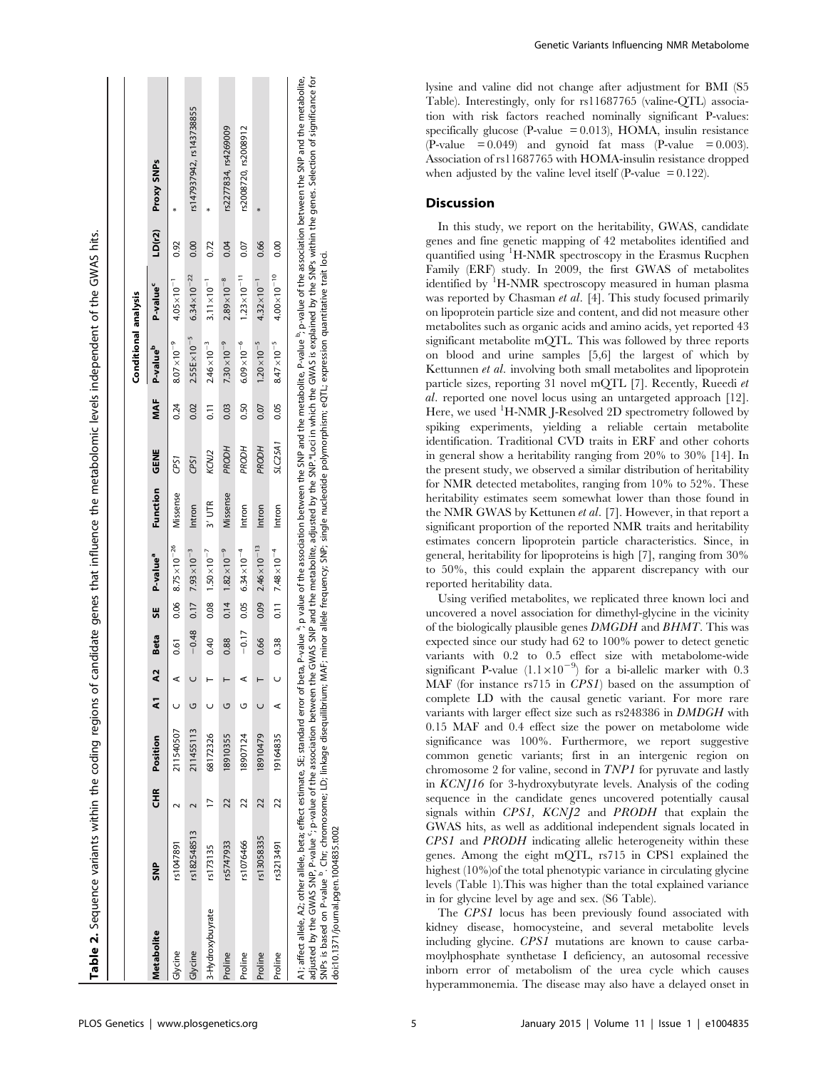**Table 2.** Sequence variants within the coding regions of candidate genes that influence the metabolomic levels independent of the GWAS hits.

| Metabolite | SNP | CHR | Position | A1 | A2 | Beta | SE | P-value[a] | Function | GENE | MAF | Conditional analysis | | LD(r2) | Proxy SNPs |
|---|---|---|---|---|---|---|---|---|---|---|---|---|---|---|---|
| | | | | | | | | | | | | P-value[b] | P-value[c] | | |
| Glycine | rs1047891 | 2 | 211540507 | C | A | 0.61 | 0.06 | $8.75\times10^{-26}$ | Missense | *CPS1* | 0.24 | $8.07\times10^{-9}$ | $4.05\times10^{-1}$ | 0.92 | * |
| Glycine | rs182548513 | 2 | 211455113 | G | C | −0.48 | 0.17 | $7.93\times10^{-3}$ | Intron | *CPS1* | 0.02 | $2.55E\times10^{-5}$ | $6.34\times10^{-22}$ | 0.00 | rs147937942, rs143738855 |
| 3-Hydroxybuyrate | rs173135 | 17 | 68172326 | C | T | 0.40 | 0.08 | $1.50\times10^{-7}$ | 3′ UTR | *KCNJ2* | 0.11 | $2.46\times10^{-3}$ | $3.11\times10^{-1}$ | 0.72 | * |
| Proline | rs5747933 | 22 | 18910355 | G | T | 0.88 | 0.14 | $1.82\times10^{-9}$ | Missense | *PRODH* | 0.03 | $7.30\times10^{-9}$ | $2.89\times10^{-8}$ | 0.04 | rs2277834, rs4269009 |
| Proline | rs1076466 | 22 | 18907124 | G | A | −0.17 | 0.05 | $6.34\times10^{-4}$ | Intron | *PRODH* | 0.50 | $6.09\times10^{-6}$ | $1.23\times10^{-11}$ | 0.07 | rs2008720, rs2008912 |
| Proline | rs13058335 | 22 | 18910479 | C | T | 0.66 | 0.09 | $2.46\times10^{-13}$ | Intron | *PRODH* | 0.07 | $1.20\times10^{-5}$ | $4.32\times10^{-1}$ | 0.66 | * |
| Proline | rs3213491 | 22 | 19164835 | A | C | 0.38 | 0.11 | $7.48\times10^{-4}$ | Intron | *SLC25A1* | 0.05 | $8.47\times10^{-5}$ | $4.00\times10^{-10}$ | 0.00 | |

A1; affect allele, A2; other allele, beta; effect estimate, SE; standard error of beta, P-value [a]; p value of the association between the SNP and the metabolite, P-value [b]; p-value of the association between the SNP and the metabolite, adjusted by the GWAS SNP, P-value [c]; p-value of the association between the GWAS SNP and the metabolite, adjusted by the SNP.*Loci in which the GWAS is explained by the SNPs within the genes. Selection of significance for SNPs is based on P-value [b]. Chr; chromosome; LD; linkage disequilibrium; MAF; minor allele frequency; SNP; single nucleotide polymorphism; eQTL; expression quantitative trait loci.

doi:10.1371/journal.pgen.1004835.t002

lysine and valine did not change after adjustment for BMI (S5 Table). Interestingly, only for rs11687765 (valine-QTL) association with risk factors reached nominally significant P-values: specifically glucose (P-value = 0.013), HOMA, insulin resistance (P-value = 0.049) and gynoid fat mass (P-value = 0.003). Association of rs11687765 with HOMA-insulin resistance dropped when adjusted by the valine level itself (P-value = 0.122).

## Discussion

In this study, we report on the heritability, GWAS, candidate genes and fine genetic mapping of 42 metabolites identified and quantified using $^1$H-NMR spectroscopy in the Erasmus Rucphen Family (ERF) study. In 2009, the first GWAS of metabolites identified by $^1$H-NMR spectroscopy measured in human plasma was reported by Chasman *et al.* [4]. This study focused primarily on lipoprotein particle size and content, and did not measure other metabolites such as organic acids and amino acids, yet reported 43 significant metabolite mQTL. This was followed by three reports on blood and urine samples [5,6] the largest of which by Kettunnen *et al.* involving both small metabolites and lipoprotein particle sizes, reporting 31 novel mQTL [7]. Recently, Rueedi *et al.* reported one novel locus using an untargeted approach [12]. Here, we used $^1$H-NMR J-Resolved 2D spectrometry followed by spiking experiments, yielding a reliable certain metabolite identification. Traditional CVD traits in ERF and other cohorts in general show a heritability ranging from 20% to 30% [14]. In the present study, we observed a similar distribution of heritability for NMR detected metabolites, ranging from 10% to 52%. These heritability estimates seem somewhat lower than those found in the NMR GWAS by Kettunen *et al.* [7]. However, in that report a significant proportion of the reported NMR traits and heritability estimates concern lipoprotein particle characteristics. Since, in general, heritability for lipoproteins is high [7], ranging from 30% to 50%, this could explain the apparent discrepancy with our reported heritability data.

Using verified metabolites, we replicated three known loci and uncovered a novel association for dimethyl-glycine in the vicinity of the biologically plausible genes *DMGDH* and *BHMT*. This was expected since our study had 62 to 100% power to detect genetic variants with 0.2 to 0.5 effect size with metabolome-wide significant P-value ($1.1\times10^{-9}$) for a bi-allelic marker with 0.3 MAF (for instance rs715 in *CPS1*) based on the assumption of complete LD with the causal genetic variant. For more rare variants with larger effect size such as rs248386 in *DMDGH* with 0.15 MAF and 0.4 effect size the power on metabolome wide significance was 100%. Furthermore, we report suggestive common genetic variants; first in an intergenic region on chromosome 2 for valine, second in *TNP1* for pyruvate and lastly in *KCNJ16* for 3-hydroxybutyrate levels. Analysis of the coding sequence in the candidate genes uncovered potentially causal signals within *CPS1, KCNJ2* and *PRODH* that explain the GWAS hits, as well as additional independent signals located in *CPS1* and *PRODH* indicating allelic heterogeneity within these genes. Among the eight mQTL, rs715 in CPS1 explained the highest (10%)of the total phenotypic variance in circulating glycine levels (Table 1).This was higher than the total explained variance in for glycine level by age and sex. (S6 Table).

The *CPS1* locus has been previously found associated with kidney disease, homocysteine, and several metabolite levels including glycine. *CPS1* mutations are known to cause carbamoylphosphate synthetase I deficiency, an autosomal recessive inborn error of metabolism of the urea cycle which causes hyperammonemia. The disease may also have a delayed onset in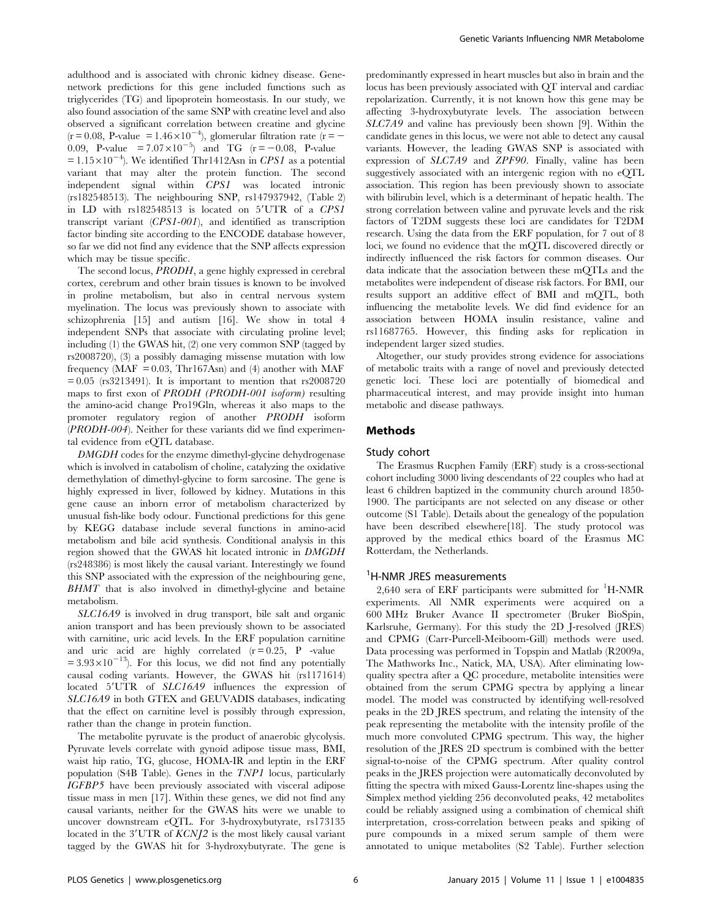adulthood and is associated with chronic kidney disease. Gene-network predictions for this gene included functions such as triglycerides (TG) and lipoprotein homeostasis. In our study, we also found association of the same SNP with creatine level and also observed a significant correlation between creatine and glycine (r = 0.08, P-value $= 1.46\times10^{-4}$), glomerular filtration rate (r = −0.09, P-value $= 7.07\times10^{-5}$) and TG (r = −0.08, P-value $= 1.15\times10^{-4}$). We identified Thr1412Asn in *CPS1* as a potential variant that may alter the protein function. The second independent signal within *CPS1* was located intronic (rs182548513). The neighbouring SNP, rs147937942, (Table 2) in LD with rs182548513 is located on 5′UTR of a *CPS1* transcript variant (*CPS1-001*), and identified as transcription factor binding site according to the ENCODE database however, so far we did not find any evidence that the SNP affects expression which may be tissue specific.

The second locus, *PRODH*, a gene highly expressed in cerebral cortex, cerebrum and other brain tissues is known to be involved in proline metabolism, but also in central nervous system myelination. The locus was previously shown to associate with schizophrenia [15] and autism [16]. We show in total 4 independent SNPs that associate with circulating proline level; including (1) the GWAS hit, (2) one very common SNP (tagged by rs2008720), (3) a possibly damaging missense mutation with low frequency (MAF = 0.03, Thr167Asn) and (4) another with MAF = 0.05 (rs3213491). It is important to mention that rs2008720 maps to first exon of *PRODH (PRODH-001 isoform)* resulting the amino-acid change Pro19Gln, whereas it also maps to the promoter regulatory region of another *PRODH* isoform (*PRODH-004*). Neither for these variants did we find experimental evidence from eQTL database.

*DMGDH* codes for the enzyme dimethyl-glycine dehydrogenase which is involved in catabolism of choline, catalyzing the oxidative demethylation of dimethyl-glycine to form sarcosine. The gene is highly expressed in liver, followed by kidney. Mutations in this gene cause an inborn error of metabolism characterized by unusual fish-like body odour. Functional predictions for this gene by KEGG database include several functions in amino-acid metabolism and bile acid synthesis. Conditional analysis in this region showed that the GWAS hit located intronic in *DMGDH* (rs248386) is most likely the causal variant. Interestingly we found this SNP associated with the expression of the neighbouring gene, *BHMT* that is also involved in dimethyl-glycine and betaine metabolism.

*SLC16A9* is involved in drug transport, bile salt and organic anion transport and has been previously shown to be associated with carnitine, uric acid levels. In the ERF population carnitine and uric acid are highly correlated (r = 0.25, P -value $= 3.93\times10^{-13}$). For this locus, we did not find any potentially causal coding variants. However, the GWAS hit (rs1171614) located 5′UTR of *SLC16A9* influences the expression of *SLC16A9* in both GTEX and GEUVADIS databases, indicating that the effect on carnitine level is possibly through expression, rather than the change in protein function.

The metabolite pyruvate is the product of anaerobic glycolysis. Pyruvate levels correlate with gynoid adipose tissue mass, BMI, waist hip ratio, TG, glucose, HOMA-IR and leptin in the ERF population (S4B Table). Genes in the *TNP1* locus, particularly *IGFBP5* have been previously associated with visceral adipose tissue mass in men [17]. Within these genes, we did not find any causal variants, neither for the GWAS hits were we unable to uncover downstream eQTL. For 3-hydroxybutyrate, rs173135 located in the 3′UTR of *KCNJ2* is the most likely causal variant tagged by the GWAS hit for 3-hydroxybutyrate. The gene is predominantly expressed in heart muscles but also in brain and the locus has been previously associated with QT interval and cardiac repolarization. Currently, it is not known how this gene may be affecting 3-hydroxybutyrate levels. The association between *SLC7A9* and valine has previously been shown [9]. Within the candidate genes in this locus, we were not able to detect any causal variants. However, the leading GWAS SNP is associated with expression of *SLC7A9* and *ZPF90*. Finally, valine has been suggestively associated with an intergenic region with no eQTL association. This region has been previously shown to associate with bilirubin level, which is a determinant of hepatic health. The strong correlation between valine and pyruvate levels and the risk factors of T2DM suggests these loci are candidates for T2DM research. Using the data from the ERF population, for 7 out of 8 loci, we found no evidence that the mQTL discovered directly or indirectly influenced the risk factors for common diseases. Our data indicate that the association between these mQTLs and the metabolites were independent of disease risk factors. For BMI, our results support an additive effect of BMI and mQTL, both influencing the metabolite levels. We did find evidence for an association between HOMA insulin resistance, valine and rs11687765. However, this finding asks for replication in independent larger sized studies.

Altogether, our study provides strong evidence for associations of metabolic traits with a range of novel and previously detected genetic loci. These loci are potentially of biomedical and pharmaceutical interest, and may provide insight into human metabolic and disease pathways.

## Methods

### Study cohort

The Erasmus Rucphen Family (ERF) study is a cross-sectional cohort including 3000 living descendants of 22 couples who had at least 6 children baptized in the community church around 1850-1900. The participants are not selected on any disease or other outcome (S1 Table). Details about the genealogy of the population have been described elsewhere[18]. The study protocol was approved by the medical ethics board of the Erasmus MC Rotterdam, the Netherlands.

### $^1$H-NMR JRES measurements

2,640 sera of ERF participants were submitted for $^1$H-NMR experiments. All NMR experiments were acquired on a 600 MHz Bruker Avance II spectrometer (Bruker BioSpin, Karlsruhe, Germany). For this study the 2D J-resolved (JRES) and CPMG (Carr-Purcell-Meiboom-Gill) methods were used. Data processing was performed in Topspin and Matlab (R2009a, The Mathworks Inc., Natick, MA, USA). After eliminating low-quality spectra after a QC procedure, metabolite intensities were obtained from the serum CPMG spectra by applying a linear model. The model was constructed by identifying well-resolved peaks in the 2D JRES spectrum, and relating the intensity of the peak representing the metabolite with the intensity profile of the much more convoluted CPMG spectrum. This way, the higher resolution of the JRES 2D spectrum is combined with the better signal-to-noise of the CPMG spectrum. After quality control peaks in the JRES projection were automatically deconvoluted by fitting the spectra with mixed Gauss-Lorentz line-shapes using the Simplex method yielding 256 deconvoluted peaks, 42 metabolites could be reliably assigned using a combination of chemical shift interpretation, cross-correlation between peaks and spiking of pure compounds in a mixed serum sample of them were annotated to unique metabolites (S2 Table). Further selection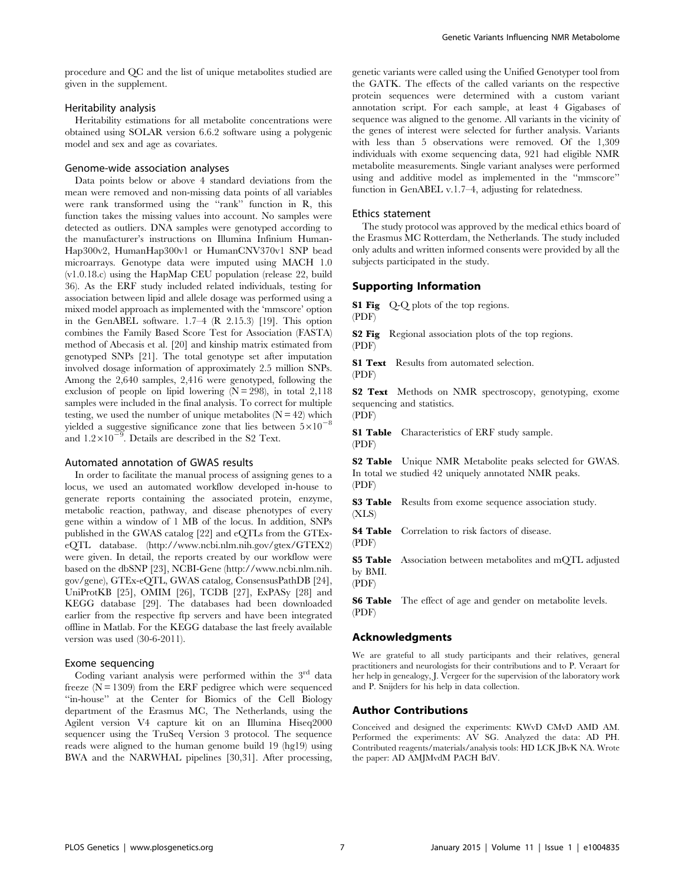procedure and QC and the list of unique metabolites studied are given in the supplement.

### Heritability analysis

Heritability estimations for all metabolite concentrations were obtained using SOLAR version 6.6.2 software using a polygenic model and sex and age as covariates.

### Genome-wide association analyses

Data points below or above 4 standard deviations from the mean were removed and non-missing data points of all variables were rank transformed using the "rank" function in R, this function takes the missing values into account. No samples were detected as outliers. DNA samples were genotyped according to the manufacturer's instructions on Illumina Infinium HumanHap300v2, HumanHap300v1 or HumanCNV370v1 SNP bead microarrays. Genotype data were imputed using MACH 1.0 (v1.0.18.c) using the HapMap CEU population (release 22, build 36). As the ERF study included related individuals, testing for association between lipid and allele dosage was performed using a mixed model approach as implemented with the 'mmscore' option in the GenABEL software. 1.7–4 (R 2.15.3) [19]. This option combines the Family Based Score Test for Association (FASTA) method of Abecasis et al. [20] and kinship matrix estimated from genotyped SNPs [21]. The total genotype set after imputation involved dosage information of approximately 2.5 million SNPs. Among the 2,640 samples, 2,416 were genotyped, following the exclusion of people on lipid lowering (N = 298), in total 2,118 samples were included in the final analysis. To correct for multiple testing, we used the number of unique metabolites (N = 42) which yielded a suggestive significance zone that lies between $5\times10^{-8}$ and $1.2\times10^{-9}$. Details are described in the S2 Text.

### Automated annotation of GWAS results

In order to facilitate the manual process of assigning genes to a locus, we used an automated workflow developed in-house to generate reports containing the associated protein, enzyme, metabolic reaction, pathway, and disease phenotypes of every gene within a window of 1 MB of the locus. In addition, SNPs published in the GWAS catalog [22] and eQTLs from the GTEx-eQTL database. (http://www.ncbi.nlm.nih.gov/gtex/GTEX2) were given. In detail, the reports created by our workflow were based on the dbSNP [23], NCBI-Gene (http://www.ncbi.nlm.nih.gov/gene), GTEx-eQTL, GWAS catalog, ConsensusPathDB [24], UniProtKB [25], OMIM [26], TCDB [27], ExPASy [28] and KEGG database [29]. The databases had been downloaded earlier from the respective ftp servers and have been integrated offline in Matlab. For the KEGG database the last freely available version was used (30-6-2011).

### Exome sequencing

Coding variant analysis were performed within the 3rd data freeze (N = 1309) from the ERF pedigree which were sequenced "in-house" at the Center for Biomics of the Cell Biology department of the Erasmus MC, The Netherlands, using the Agilent version V4 capture kit on an Illumina Hiseq2000 sequencer using the TruSeq Version 3 protocol. The sequence reads were aligned to the human genome build 19 (hg19) using BWA and the NARWHAL pipelines [30,31]. After processing, genetic variants were called using the Unified Genotyper tool from the GATK. The effects of the called variants on the respective protein sequences were determined with a custom variant annotation script. For each sample, at least 4 Gigabases of sequence was aligned to the genome. All variants in the vicinity of the genes of interest were selected for further analysis. Variants with less than 5 observations were removed. Of the 1,309 individuals with exome sequencing data, 921 had eligible NMR metabolite measurements. Single variant analyses were performed using and additive model as implemented in the "mmscore" function in GenABEL v.1.7–4, adjusting for relatedness.

### Ethics statement

The study protocol was approved by the medical ethics board of the Erasmus MC Rotterdam, the Netherlands. The study included only adults and written informed consents were provided by all the subjects participated in the study.

## Supporting Information

**S1 Fig** Q-Q plots of the top regions.
(PDF)

**S2 Fig** Regional association plots of the top regions.
(PDF)

**S1 Text** Results from automated selection.
(PDF)

**S2 Text** Methods on NMR spectroscopy, genotyping, exome sequencing and statistics.
(PDF)

**S1 Table** Characteristics of ERF study sample.
(PDF)

**S2 Table** Unique NMR Metabolite peaks selected for GWAS. In total we studied 42 uniquely annotated NMR peaks.
(PDF)

**S3 Table** Results from exome sequence association study.
(XLS)

**S4 Table** Correlation to risk factors of disease.
(PDF)

**S5 Table** Association between metabolites and mQTL adjusted by BMI.
(PDF)

**S6 Table** The effect of age and gender on metabolite levels.
(PDF)

## Acknowledgments

We are grateful to all study participants and their relatives, general practitioners and neurologists for their contributions and to P. Veraart for her help in genealogy, J. Vergeer for the supervision of the laboratory work and P. Snijders for his help in data collection.

## Author Contributions

Conceived and designed the experiments: KWvD CMvD AMD AM. Performed the experiments: AV SG. Analyzed the data: AD PH. Contributed reagents/materials/analysis tools: HD LCK JBvK NA. Wrote the paper: AD AMJMvdM PACH BdV.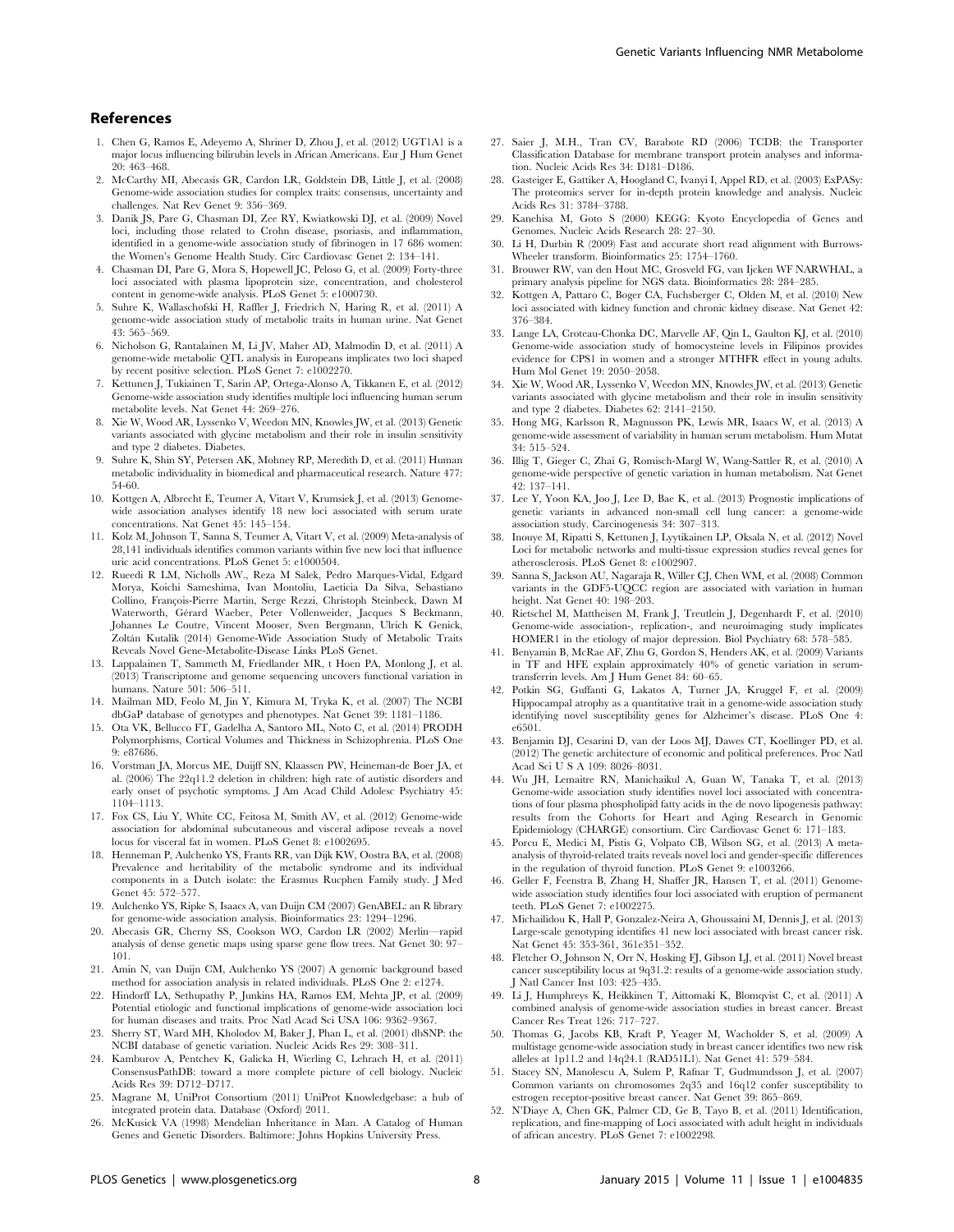## References

1. Chen G, Ramos E, Adeyemo A, Shriner D, Zhou J, et al. (2012) UGT1A1 is a major locus influencing bilirubin levels in African Americans. Eur J Hum Genet 20: 463–468.
2. McCarthy MI, Abecasis GR, Cardon LR, Goldstein DB, Little J, et al. (2008) Genome-wide association studies for complex traits: consensus, uncertainty and challenges. Nat Rev Genet 9: 356–369.
3. Danik JS, Pare G, Chasman DI, Zee RY, Kwiatkowski DJ, et al. (2009) Novel loci, including those related to Crohn disease, psoriasis, and inflammation, identified in a genome-wide association study of fibrinogen in 17 686 women: the Women's Genome Health Study. Circ Cardiovasc Genet 2: 134–141.
4. Chasman DI, Pare G, Mora S, Hopewell JC, Peloso G, et al. (2009) Forty-three loci associated with plasma lipoprotein size, concentration, and cholesterol content in genome-wide analysis. PLoS Genet 5: e1000730.
5. Suhre K, Wallaschofski H, Raffler J, Friedrich N, Haring R, et al. (2011) A genome-wide association study of metabolic traits in human urine. Nat Genet 43: 565–569.
6. Nicholson G, Rantalainen M, Li JV, Maher AD, Malmodin D, et al. (2011) A genome-wide metabolic QTL analysis in Europeans implicates two loci shaped by recent positive selection. PLoS Genet 7: e1002270.
7. Kettunen J, Tukiainen T, Sarin AP, Ortega-Alonso A, Tikkanen E, et al. (2012) Genome-wide association study identifies multiple loci influencing human serum metabolite levels. Nat Genet 44: 269–276.
8. Xie W, Wood AR, Lyssenko V, Weedon MN, Knowles JW, et al. (2013) Genetic variants associated with glycine metabolism and their role in insulin sensitivity and type 2 diabetes. Diabetes.
9. Suhre K, Shin SY, Petersen AK, Mohney RP, Meredith D, et al. (2011) Human metabolic individuality in biomedical and pharmaceutical research. Nature 477: 54-60.
10. Kottgen A, Albrecht E, Teumer A, Vitart V, Krumsiek J, et al. (2013) Genome-wide association analyses identify 18 new loci associated with serum urate concentrations. Nat Genet 45: 145–154.
11. Kolz M, Johnson T, Sanna S, Teumer A, Vitart V, et al. (2009) Meta-analysis of 28,141 individuals identifies common variants within five new loci that influence uric acid concentrations. PLoS Genet 5: e1000504.
12. Rueedi R LM, Nicholls AW., Reza M Salek, Pedro Marques-Vidal, Edgard Morya, Koichi Sameshima, Ivan Montoliu, Laeticia Da Silva, Sebastiano Collino, François-Pierre Martin, Serge Rezzi, Christoph Steinbeck, Dawn M Waterworth, Gérard Waeber, Peter Vollenweider, Jacques S Beckmann, Johannes Le Coutre, Vincent Mooser, Sven Bergmann, Ulrich K Genick, Zoltán Kutalik (2014) Genome-Wide Association Study of Metabolic Traits Reveals Novel Gene-Metabolite-Disease Links PLoS Genet.
13. Lappalainen T, Sammeth M, Friedlander MR, t Hoen PA, Monlong J, et al. (2013) Transcriptome and genome sequencing uncovers functional variation in humans. Nature 501: 506–511.
14. Mailman MD, Feolo M, Jin Y, Kimura M, Tryka K, et al. (2007) The NCBI dbGaP database of genotypes and phenotypes. Nat Genet 39: 1181–1186.
15. Ota VK, Bellucco FT, Gadelha A, Santoro ML, Noto C, et al. (2014) PRODH Polymorphisms, Cortical Volumes and Thickness in Schizophrenia. PLoS One 9: e87686.
16. Vorstman JA, Morcus ME, Duijff SN, Klaassen PW, Heineman-de Boer JA, et al. (2006) The 22q11.2 deletion in children: high rate of autistic disorders and early onset of psychotic symptoms. J Am Acad Child Adolesc Psychiatry 45: 1104–1113.
17. Fox CS, Liu Y, White CC, Feitosa M, Smith AV, et al. (2012) Genome-wide association for abdominal subcutaneous and visceral adipose reveals a novel locus for visceral fat in women. PLoS Genet 8: e1002695.
18. Henneman P, Aulchenko YS, Frants RR, van Dijk KW, Oostra BA, et al. (2008) Prevalence and heritability of the metabolic syndrome and its individual components in a Dutch isolate: the Erasmus Rucphen Family study. J Med Genet 45: 572–577.
19. Aulchenko YS, Ripke S, Isaacs A, van Duijn CM (2007) GenABEL: an R library for genome-wide association analysis. Bioinformatics 23: 1294–1296.
20. Abecasis GR, Cherny SS, Cookson WO, Cardon LR (2002) Merlin—rapid analysis of dense genetic maps using sparse gene flow trees. Nat Genet 30: 97–101.
21. Amin N, van Duijn CM, Aulchenko YS (2007) A genomic background based method for association analysis in related individuals. PLoS One 2: e1274.
22. Hindorff LA, Sethupathy P, Junkins HA, Ramos EM, Mehta JP, et al. (2009) Potential etiologic and functional implications of genome-wide association loci for human diseases and traits. Proc Natl Acad Sci USA 106: 9362–9367.
23. Sherry ST, Ward MH, Kholodov M, Baker J, Phan L, et al. (2001) dbSNP: the NCBI database of genetic variation. Nucleic Acids Res 29: 308–311.
24. Kamburov A, Pentchev K, Galicka H, Wierling C, Lehrach H, et al. (2011) ConsensusPathDB: toward a more complete picture of cell biology. Nucleic Acids Res 39: D712–D717.
25. Magrane M, UniProt Consortium (2011) UniProt Knowledgebase: a hub of integrated protein data. Database (Oxford) 2011.
26. McKusick VA (1998) Mendelian Inheritance in Man. A Catalog of Human Genes and Genetic Disorders. Baltimore: Johns Hopkins University Press.
27. Saier J, M.H., Tran CV, Barabote RD (2006) TCDB: the Transporter Classification Database for membrane transport protein analyses and information. Nucleic Acids Res 34: D181–D186.
28. Gasteiger E, Gattiker A, Hoogland C, Ivanyi I, Appel RD, et al. (2003) ExPASy: The proteomics server for in-depth protein knowledge and analysis. Nucleic Acids Res 31: 3784–3788.
29. Kanehisa M, Goto S (2000) KEGG: Kyoto Encyclopedia of Genes and Genomes. Nucleic Acids Research 28: 27–30.
30. Li H, Durbin R (2009) Fast and accurate short read alignment with Burrows-Wheeler transform. Bioinformatics 25: 1754–1760.
31. Brouwer RW, van den Hout MC, Grosveld FG, van Ijcken WF NARWHAL, a primary analysis pipeline for NGS data. Bioinformatics 28: 284–285.
32. Kottgen A, Pattaro C, Boger CA, Fuchsberger C, Olden M, et al. (2010) New loci associated with kidney function and chronic kidney disease. Nat Genet 42: 376–384.
33. Lange LA, Croteau-Chonka DC, Marvelle AF, Qin L, Gaulton KJ, et al. (2010) Genome-wide association study of homocysteine levels in Filipinos provides evidence for CPS1 in women and a stronger MTHFR effect in young adults. Hum Mol Genet 19: 2050–2058.
34. Xie W, Wood AR, Lyssenko V, Weedon MN, Knowles JW, et al. (2013) Genetic variants associated with glycine metabolism and their role in insulin sensitivity and type 2 diabetes. Diabetes 62: 2141–2150.
35. Hong MG, Karlsson R, Magnusson PK, Lewis MR, Isaacs W, et al. (2013) A genome-wide assessment of variability in human serum metabolism. Hum Mutat 34: 515–524.
36. Illig T, Gieger C, Zhai G, Romisch-Margl W, Wang-Sattler R, et al. (2010) A genome-wide perspective of genetic variation in human metabolism. Nat Genet 42: 137–141.
37. Lee Y, Yoon KA, Joo J, Lee D, Bae K, et al. (2013) Prognostic implications of genetic variants in advanced non-small cell lung cancer: a genome-wide association study. Carcinogenesis 34: 307–313.
38. Inouye M, Ripatti S, Kettunen J, Lyytikainen LP, Oksala N, et al. (2012) Novel Loci for metabolic networks and multi-tissue expression studies reveal genes for atherosclerosis. PLoS Genet 8: e1002907.
39. Sanna S, Jackson AU, Nagaraja R, Willer CJ, Chen WM, et al. (2008) Common variants in the GDF5-UQCC region are associated with variation in human height. Nat Genet 40: 198–203.
40. Rietschel M, Mattheisen M, Frank J, Treutlein J, Degenhardt F, et al. (2010) Genome-wide association-, replication-, and neuroimaging study implicates HOMER1 in the etiology of major depression. Biol Psychiatry 68: 578–585.
41. Benyamin B, McRae AF, Zhu G, Gordon S, Henders AK, et al. (2009) Variants in TF and HFE explain approximately 40% of genetic variation in serum-transferrin levels. Am J Hum Genet 84: 60–65.
42. Potkin SG, Guffanti G, Lakatos A, Turner JA, Kruggel F, et al. (2009) Hippocampal atrophy as a quantitative trait in a genome-wide association study identifying novel susceptibility genes for Alzheimer's disease. PLoS One 4: e6501.
43. Benjamin DJ, Cesarini D, van der Loos MJ, Dawes CT, Koellinger PD, et al. (2012) The genetic architecture of economic and political preferences. Proc Natl Acad Sci U S A 109: 8026–8031.
44. Wu JH, Lemaitre RN, Manichaikul A, Guan W, Tanaka T, et al. (2013) Genome-wide association study identifies novel loci associated with concentrations of four plasma phospholipid fatty acids in the de novo lipogenesis pathway: results from the Cohorts for Heart and Aging Research in Genomic Epidemiology (CHARGE) consortium. Circ Cardiovasc Genet 6: 171–183.
45. Porcu E, Medici M, Pistis G, Volpato CB, Wilson SG, et al. (2013) A meta-analysis of thyroid-related traits reveals novel loci and gender-specific differences in the regulation of thyroid function. PLoS Genet 9: e1003266.
46. Geller F, Feenstra B, Zhang H, Shaffer JR, Hansen T, et al. (2011) Genome-wide association study identifies four loci associated with eruption of permanent teeth. PLoS Genet 7: e1002275.
47. Michailidou K, Hall P, Gonzalez-Neira A, Ghoussaini M, Dennis J, et al. (2013) Large-scale genotyping identifies 41 new loci associated with breast cancer risk. Nat Genet 45: 353-361, 361e351–352.
48. Fletcher O, Johnson N, Orr N, Hosking FJ, Gibson LJ, et al. (2011) Novel breast cancer susceptibility locus at 9q31.2: results of a genome-wide association study. J Natl Cancer Inst 103: 425–435.
49. Li J, Humphreys K, Heikkinen T, Aittomaki K, Blomqvist C, et al. (2011) A combined analysis of genome-wide association studies in breast cancer. Breast Cancer Res Treat 126: 717–727.
50. Thomas G, Jacobs KB, Kraft P, Yeager M, Wacholder S, et al. (2009) A multistage genome-wide association study in breast cancer identifies two new risk alleles at 1p11.2 and 14q24.1 (RAD51L1). Nat Genet 41: 579–584.
51. Stacey SN, Manolescu A, Sulem P, Rafnar T, Gudmundsson J, et al. (2007) Common variants on chromosomes 2q35 and 16q12 confer susceptibility to estrogen receptor-positive breast cancer. Nat Genet 39: 865–869.
52. N'Diaye A, Chen GK, Palmer CD, Ge B, Tayo B, et al. (2011) Identification, replication, and fine-mapping of Loci associated with adult height in individuals of african ancestry. PLoS Genet 7: e1002298.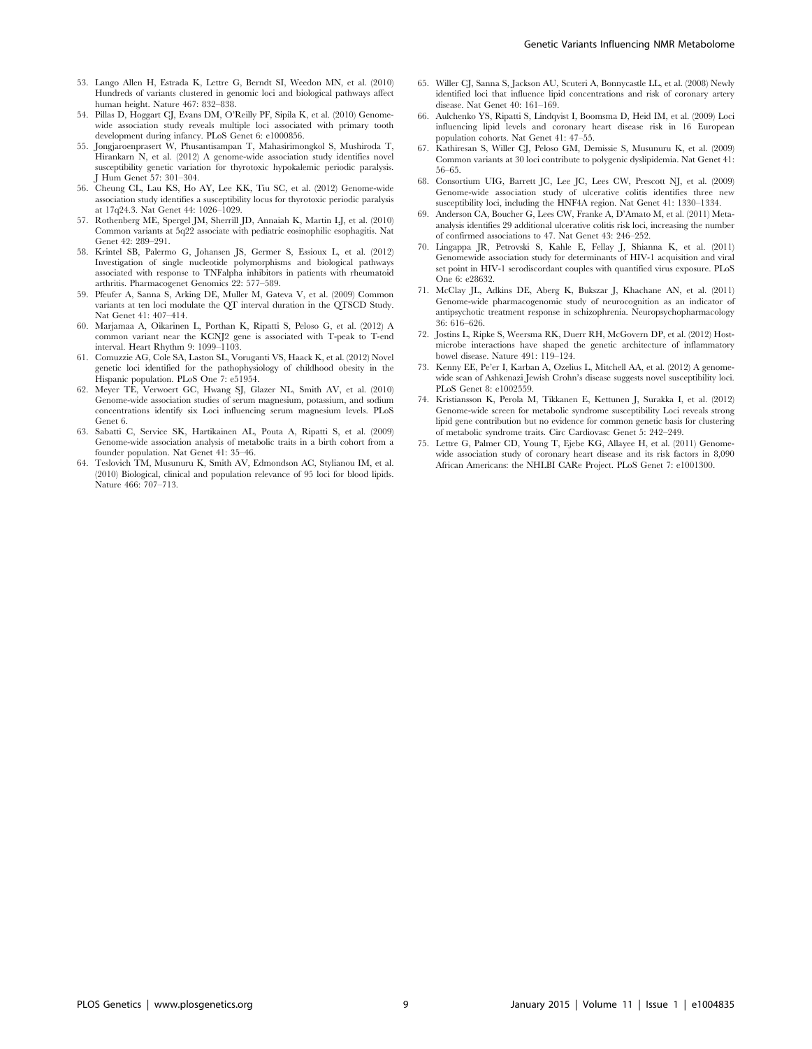53. Lango Allen H, Estrada K, Lettre G, Berndt SI, Weedon MN, et al. (2010) Hundreds of variants clustered in genomic loci and biological pathways affect human height. Nature 467: 832–838.
54. Pillas D, Hoggart CJ, Evans DM, O'Reilly PF, Sipila K, et al. (2010) Genome-wide association study reveals multiple loci associated with primary tooth development during infancy. PLoS Genet 6: e1000856.
55. Jongjaroenprasert W, Phusantisampan T, Mahasirimongkol S, Mushiroda T, Hirankarn N, et al. (2012) A genome-wide association study identifies novel susceptibility genetic variation for thyrotoxic hypokalemic periodic paralysis. J Hum Genet 57: 301–304.
56. Cheung CL, Lau KS, Ho AY, Lee KK, Tiu SC, et al. (2012) Genome-wide association study identifies a susceptibility locus for thyrotoxic periodic paralysis at 17q24.3. Nat Genet 44: 1026–1029.
57. Rothenberg ME, Spergel JM, Sherrill JD, Annaiah K, Martin LJ, et al. (2010) Common variants at 5q22 associate with pediatric eosinophilic esophagitis. Nat Genet 42: 289–291.
58. Krintel SB, Palermo G, Johansen JS, Germer S, Essioux L, et al. (2012) Investigation of single nucleotide polymorphisms and biological pathways associated with response to TNFalpha inhibitors in patients with rheumatoid arthritis. Pharmacogenet Genomics 22: 577–589.
59. Pfeufer A, Sanna S, Arking DE, Muller M, Gateva V, et al. (2009) Common variants at ten loci modulate the QT interval duration in the QTSCD Study. Nat Genet 41: 407–414.
60. Marjamaa A, Oikarinen L, Porthan K, Ripatti S, Peloso G, et al. (2012) A common variant near the KCNJ2 gene is associated with T-peak to T-end interval. Heart Rhythm 9: 1099–1103.
61. Comuzzie AG, Cole SA, Laston SL, Voruganti VS, Haack K, et al. (2012) Novel genetic loci identified for the pathophysiology of childhood obesity in the Hispanic population. PLoS One 7: e51954.
62. Meyer TE, Verwoert GC, Hwang SJ, Glazer NL, Smith AV, et al. (2010) Genome-wide association studies of serum magnesium, potassium, and sodium concentrations identify six Loci influencing serum magnesium levels. PLoS Genet 6.
63. Sabatti C, Service SK, Hartikainen AL, Pouta A, Ripatti S, et al. (2009) Genome-wide association analysis of metabolic traits in a birth cohort from a founder population. Nat Genet 41: 35–46.
64. Teslovich TM, Musunuru K, Smith AV, Edmondson AC, Stylianou IM, et al. (2010) Biological, clinical and population relevance of 95 loci for blood lipids. Nature 466: 707–713.
65. Willer CJ, Sanna S, Jackson AU, Scuteri A, Bonnycastle LL, et al. (2008) Newly identified loci that influence lipid concentrations and risk of coronary artery disease. Nat Genet 40: 161–169.
66. Aulchenko YS, Ripatti S, Lindqvist I, Boomsma D, Heid IM, et al. (2009) Loci influencing lipid levels and coronary heart disease risk in 16 European population cohorts. Nat Genet 41: 47–55.
67. Kathiresan S, Willer CJ, Peloso GM, Demissie S, Musunuru K, et al. (2009) Common variants at 30 loci contribute to polygenic dyslipidemia. Nat Genet 41: 56–65.
68. Consortium UIG, Barrett JC, Lee JC, Lees CW, Prescott NJ, et al. (2009) Genome-wide association study of ulcerative colitis identifies three new susceptibility loci, including the HNF4A region. Nat Genet 41: 1330–1334.
69. Anderson CA, Boucher G, Lees CW, Franke A, D'Amato M, et al. (2011) Meta-analysis identifies 29 additional ulcerative colitis risk loci, increasing the number of confirmed associations to 47. Nat Genet 43: 246–252.
70. Lingappa JR, Petrovski S, Kahle E, Fellay J, Shianna K, et al. (2011) Genomewide association study for determinants of HIV-1 acquisition and viral set point in HIV-1 serodiscordant couples with quantified virus exposure. PLoS One 6: e28632.
71. McClay JL, Adkins DE, Aberg K, Bukszar J, Khachane AN, et al. (2011) Genome-wide pharmacogenomic study of neurocognition as an indicator of antipsychotic treatment response in schizophrenia. Neuropsychopharmacology 36: 616–626.
72. Jostins L, Ripke S, Weersma RK, Duerr RH, McGovern DP, et al. (2012) Host-microbe interactions have shaped the genetic architecture of inflammatory bowel disease. Nature 491: 119–124.
73. Kenny EE, Pe'er I, Karban A, Ozelius L, Mitchell AA, et al. (2012) A genome-wide scan of Ashkenazi Jewish Crohn's disease suggests novel susceptibility loci. PLoS Genet 8: e1002559.
74. Kristiansson K, Perola M, Tikkanen E, Kettunen J, Surakka I, et al. (2012) Genome-wide screen for metabolic syndrome susceptibility Loci reveals strong lipid gene contribution but no evidence for common genetic basis for clustering of metabolic syndrome traits. Circ Cardiovasc Genet 5: 242–249.
75. Lettre G, Palmer CD, Young T, Ejebe KG, Allayee H, et al. (2011) Genome-wide association study of coronary heart disease and its risk factors in 8,090 African Americans: the NHLBI CARe Project. PLoS Genet 7: e1001300.